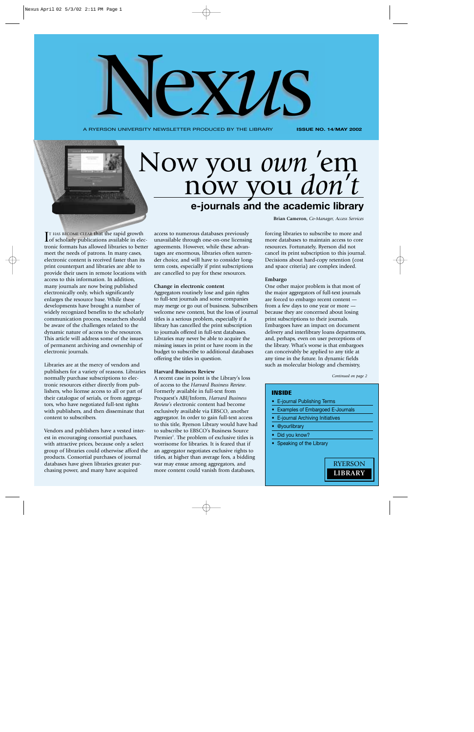# Nexus

A RYERSON UNIVERSITY NEWSLETTER PRODUCED BY THE LIBRARY — ISSUE NO. 14/MAY 2002

# Now you *own* 'em now you *don't*

## e-journals and the academic library

**Brian Cameron,** *Co-Manager, Access Services*

It has become clear that the rapid growth of scholarly publications available in electronic formats has allowed libraries to better meet the needs of patrons. In many cases, electronic content is received faster than its print counterpart and libraries are able to provide their users in remote locations with access to this information. In addition, many journals are now being published electronically only, which significantly enlarges the resource base. While these developments have brought a number of widely recognized benefits to the scholarly communication process, researchers should be aware of the challenges related to the dynamic nature of access to the resources. This article will address some of the issues of permanent archiving and ownership of electronic journals.

Libraries are at the mercy of vendors and publishers for a variety of reasons. Libraries normally purchase subscriptions to electronic resources either directly from publishers, who license access to all or part of their catalogue of serials, or from aggregators, who have negotiated full-text rights with publishers, and then disseminate that content to subscribers.

Vendors and publishers have a vested interest in encouraging consortial purchases, with attractive prices, because only a select group of libraries could otherwise afford the products. Consortial purchases of journal databases have given libraries greater purchasing power, and many have acquired access to numerous databases previously unavailable through one-on-one licensing agreements. However, while these advantages are enormous, libraries often surrender choice, and will have to consider long-term costs, especially if print subscriptions are cancelled to pay for these resources.

**Change in electronic content**

Aggregators routinely lose and gain rights to full-text journals and some companies may merge or go out of business. Subscribers welcome new content, but the loss of journal titles is a serious problem, especially if a library has cancelled the print subscription to journals offered in full-text databases. Libraries may never be able to acquire the missing issues in print or have room in the budget to subscribe to additional databases offering the titles in question.

**Harvard Business Review**

A recent case in point is the Library's loss of access to the *Harvard Business Review*. Formerly available in full-text from Proquest's ABI/Inform, *Harvard Business Review's* electronic content had become exclusively available via EBSCO, another aggregator. In order to gain full-text access to this title, Ryerson Library would have had to subscribe to EBSCO's Business Source Premier[1]. The problem of exclusive titles is worrisome for libraries. It is feared that if an aggregator negotiates exclusive rights to titles, at higher than average fees, a bidding war may ensue among aggregators, and more content could vanish from databases, forcing libraries to subscribe to more and more databases to maintain access to core resources. Fortunately, Ryerson did not cancel its print subscription to this journal. Decisions about hard-copy retention (cost and space criteria) are complex indeed.

**Embargo**

One other major problem is that most of the major aggregators of full-text journals are forced to embargo recent content — from a few days to one year or more — because they are concerned about losing print subscriptions to their journals. Embargoes have an impact on document delivery and interlibrary loans departments, and, perhaps, even on user perceptions of the library. What's worse is that embargoes can conceivably be applied to any title at any time in the future. In dynamic fields such as molecular biology and chemistry,

*Continued on page 2*

**INSIDE**

- E-journal Publishing Terms
- Examples of Embargoed E-Journals
- E-journal Archiving Initiatives
- @yourlibrary
- Did you know?
- Speaking of the Library

RYERSON LIBRARY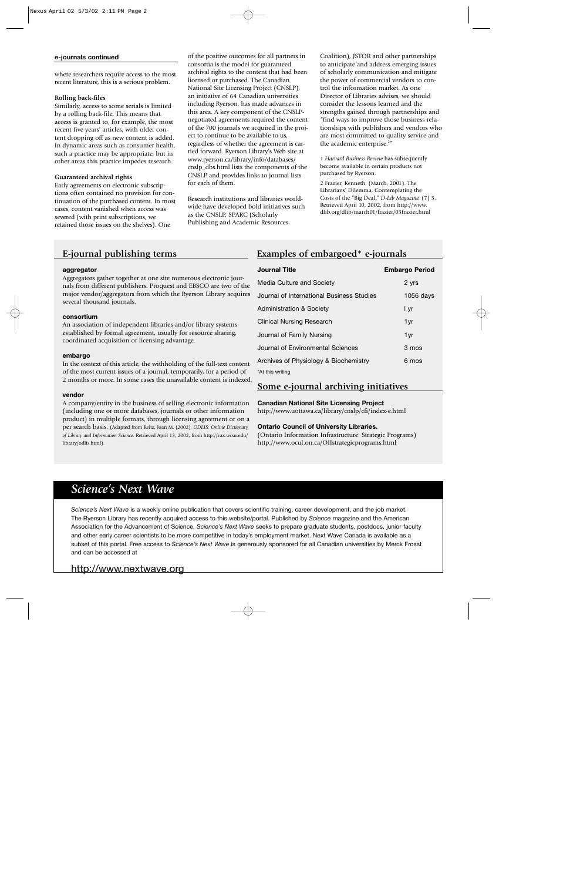#### e-journals continued

where researchers require access to the most recent literature, this is a serious problem.

**Rolling back-files**

Similarly, access to some serials is limited by a rolling back-file. This means that access is granted to, for example, the most recent five years' articles, with older content dropping off as new content is added. In dynamic areas such as consumer health, such a practice may be appropriate, but in other areas this practice impedes research.

**Guaranteed archival rights**

Early agreements on electronic subscriptions often contained no provision for continuation of the purchased content. In most cases, content vanished when access was severed (with print subscriptions, we retained those issues on the shelves). One of the positive outcomes for all partners in consortia is the model for guaranteed archival rights to the content that had been licensed or purchased. The Canadian National Site Licensing Project (CNSLP), an initiative of 64 Canadian universities including Ryerson, has made advances in this area. A key component of the CNSLP-negotiated agreements required the content of the 700 journals we acquired in the project to continue to be available to us, regardless of whether the agreement is carried forward. Ryerson Library's Web site at www.ryerson.ca/library/info/databases/cnslp_dbs.html lists the components of the CNSLP and provides links to journal lists for each of them.

Research institutions and libraries worldwide have developed bold initiatives such as the CNSLP, SPARC (Scholarly Publishing and Academic Resources Coalition), JSTOR and other partnerships to anticipate and address emerging issues of scholarly communication and mitigate the power of commercial vendors to control the information market. As one Director of Libraries advises, we should consider the lessons learned and the strengths gained through partnerships and "find ways to improve those business relationships with publishers and vendors who are most committed to quality service and the academic enterprise.[2]"

1 *Harvard Business Review* has subsequently become available in certain products not purchased by Ryerson.

2 Frazier, Kenneth. (March, 2001). The Librarians' Dilemma, Contemplating the Costs of the "Big Deal." *D-Lib Magazine,* (7) 3. Retrieved April 10, 2002, from http://www.dlib.org/dlib/march01/frazier/03frazier.html

## E-journal publishing terms

**aggregator**

Aggregators gather together at one site numerous electronic journals from different publishers. Proquest and EBSCO are two of the major vendor/aggregators from which the Ryerson Library acquires several thousand journals.

**consortium**

An association of independent libraries and/or library systems established by formal agreement, usually for resource sharing, coordinated acquisition or licensing advantage.

**embargo**

In the context of this article, the withholding of the full-text content of the most current issues of a journal, temporarily, for a period of 2 months or more. In some cases the unavailable content is indexed.

**vendor**

A company/entity in the business of selling electronic information (including one or more databases, journals or other information product) in multiple formats, through licensing agreement or on a per search basis. (Adapted from Reitz, Joan M. (2002). *ODLIS: Online Dictionary of Library and Information Science.* Retrieved April 13, 2002, from http://vax.wcsu.edu/library/odlis.html).

## Examples of embargoed* e-journals

| Journal Title | Embargo Period |
|---|---|
| Media Culture and Society | 2 yrs |
| Journal of International Business Studies | 1056 days |
| Administration & Society | l yr |
| Clinical Nursing Research | 1yr |
| Journal of Family Nursing | 1yr |
| Journal of Environmental Sciences | 3 mos |
| Archives of Physiology & Biochemistry | 6 mos |

*At this writing

## Some e-journal archiving initiatives

**Canadian National Site Licensing Project**
http://www.uottawa.ca/library/cnslp/cfi/index-e.html

**Ontario Council of University Libraries.**
(Ontario Information Infrastructure: Strategic Programs)
http://www.ocul.on.ca/OIIstrategicprograms.html

## *Science's Next Wave*

*Science's Next Wave* is a weekly online publication that covers scientific training, career development, and the job market. The Ryerson Library has recently acquired access to this website/portal. Published by *Science* magazine and the American Association for the Advancement of Science, *Science's Next Wave* seeks to prepare graduate students, postdocs, junior faculty and other early career scientists to be more competitive in today's employment market. Next Wave Canada is available as a subset of this portal. Free access to *Science's Next Wave* is generously sponsored for all Canadian universities by Merck Frosst and can be accessed at

http://www.nextwave.org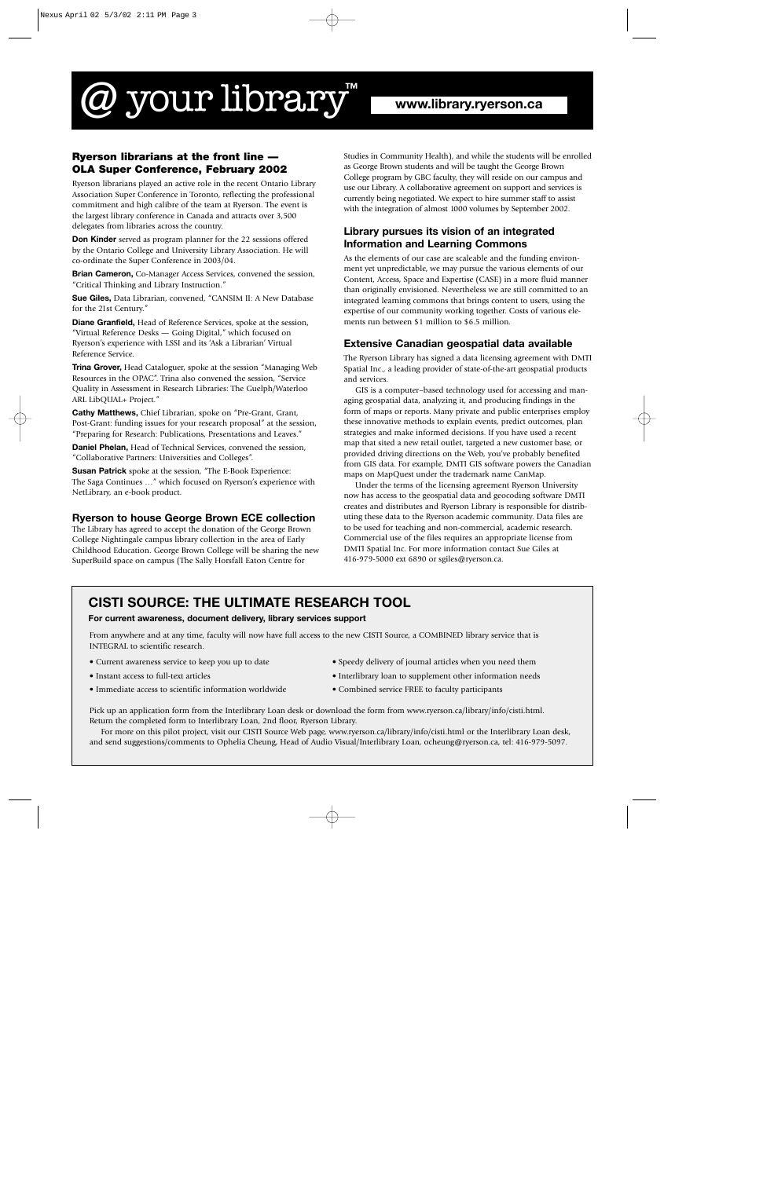# @ your library™

**www.library.ryerson.ca**

## Ryerson librarians at the front line — OLA Super Conference, February 2002

Ryerson librarians played an active role in the recent Ontario Library Association Super Conference in Toronto, reflecting the professional commitment and high calibre of the team at Ryerson. The event is the largest library conference in Canada and attracts over 3,500 delegates from libraries across the country.

**Don Kinder** served as program planner for the 22 sessions offered by the Ontario College and University Library Association. He will co-ordinate the Super Conference in 2003/04.

**Brian Cameron,** Co-Manager Access Services, convened the session, "Critical Thinking and Library Instruction."

**Sue Giles,** Data Librarian, convened, "CANSIM II: A New Database for the 21st Century."

**Diane Granfield,** Head of Reference Services, spoke at the session, "Virtual Reference Desks — Going Digital," which focused on Ryerson's experience with LSSI and its 'Ask a Librarian' Virtual Reference Service.

**Trina Grover,** Head Cataloguer, spoke at the session "Managing Web Resources in the OPAC". Trina also convened the session, "Service Quality in Assessment in Research Libraries: The Guelph/Waterloo ARL LibQUAL+ Project."

**Cathy Matthews,** Chief Librarian, spoke on "Pre-Grant, Grant, Post-Grant: funding issues for your research proposal" at the session, "Preparing for Research: Publications, Presentations and Leaves."

**Daniel Phelan,** Head of Technical Services, convened the session, "Collaborative Partners: Universities and Colleges".

**Susan Patrick** spoke at the session, "The E-Book Experience: The Saga Continues …" which focused on Ryerson's experience with NetLibrary, an e-book product.

## Ryerson to house George Brown ECE collection

The Library has agreed to accept the donation of the George Brown College Nightingale campus library collection in the area of Early Childhood Education. George Brown College will be sharing the new SuperBuild space on campus (The Sally Horsfall Eaton Centre for Studies in Community Health), and while the students will be enrolled as George Brown students and will be taught the George Brown College program by GBC faculty, they will reside on our campus and use our Library. A collaborative agreement on support and services is currently being negotiated. We expect to hire summer staff to assist with the integration of almost 1000 volumes by September 2002.

## Library pursues its vision of an integrated Information and Learning Commons

As the elements of our case are scaleable and the funding environment yet unpredictable, we may pursue the various elements of our Content, Access, Space and Expertise (CASE) in a more fluid manner than originally envisioned. Nevertheless we are still committed to an integrated learning commons that brings content to users, using the expertise of our community working together. Costs of various elements run between $1 million to $6.5 million.

## Extensive Canadian geospatial data available

The Ryerson Library has signed a data licensing agreement with DMTI Spatial Inc., a leading provider of state-of-the-art geospatial products and services.

GIS is a computer–based technology used for accessing and managing geospatial data, analyzing it, and producing findings in the form of maps or reports. Many private and public enterprises employ these innovative methods to explain events, predict outcomes, plan strategies and make informed decisions. If you have used a recent map that sited a new retail outlet, targeted a new customer base, or provided driving directions on the Web, you've probably benefited from GIS data. For example, DMTI GIS software powers the Canadian maps on MapQuest under the trademark name CanMap.

Under the terms of the licensing agreement Ryerson University now has access to the geospatial data and geocoding software DMTI creates and distributes and Ryerson Library is responsible for distributing these data to the Ryerson academic community. Data files are to be used for teaching and non-commercial, academic research. Commercial use of the files requires an appropriate license from DMTI Spatial Inc. For more information contact Sue Giles at 416-979-5000 ext 6890 or sgiles@ryerson.ca.

## CISTI SOURCE: THE ULTIMATE RESEARCH TOOL

**For current awareness, document delivery, library services support**

From anywhere and at any time, faculty will now have full access to the new CISTI Source, a COMBINED library service that is INTEGRAL to scientific research.

- Current awareness service to keep you up to date
- Instant access to full-text articles
- Immediate access to scientific information worldwide
- Speedy delivery of journal articles when you need them
- Interlibrary loan to supplement other information needs
- Combined service FREE to faculty participants

Pick up an application form from the Interlibrary Loan desk or download the form from www.ryerson.ca/library/info/cisti.html. Return the completed form to Interlibrary Loan, 2nd floor, Ryerson Library.

For more on this pilot project, visit our CISTI Source Web page, www.ryerson.ca/library/info/cisti.html or the Interlibrary Loan desk, and send suggestions/comments to Ophelia Cheung, Head of Audio Visual/Interlibrary Loan, ocheung@ryerson.ca, tel: 416-979-5097.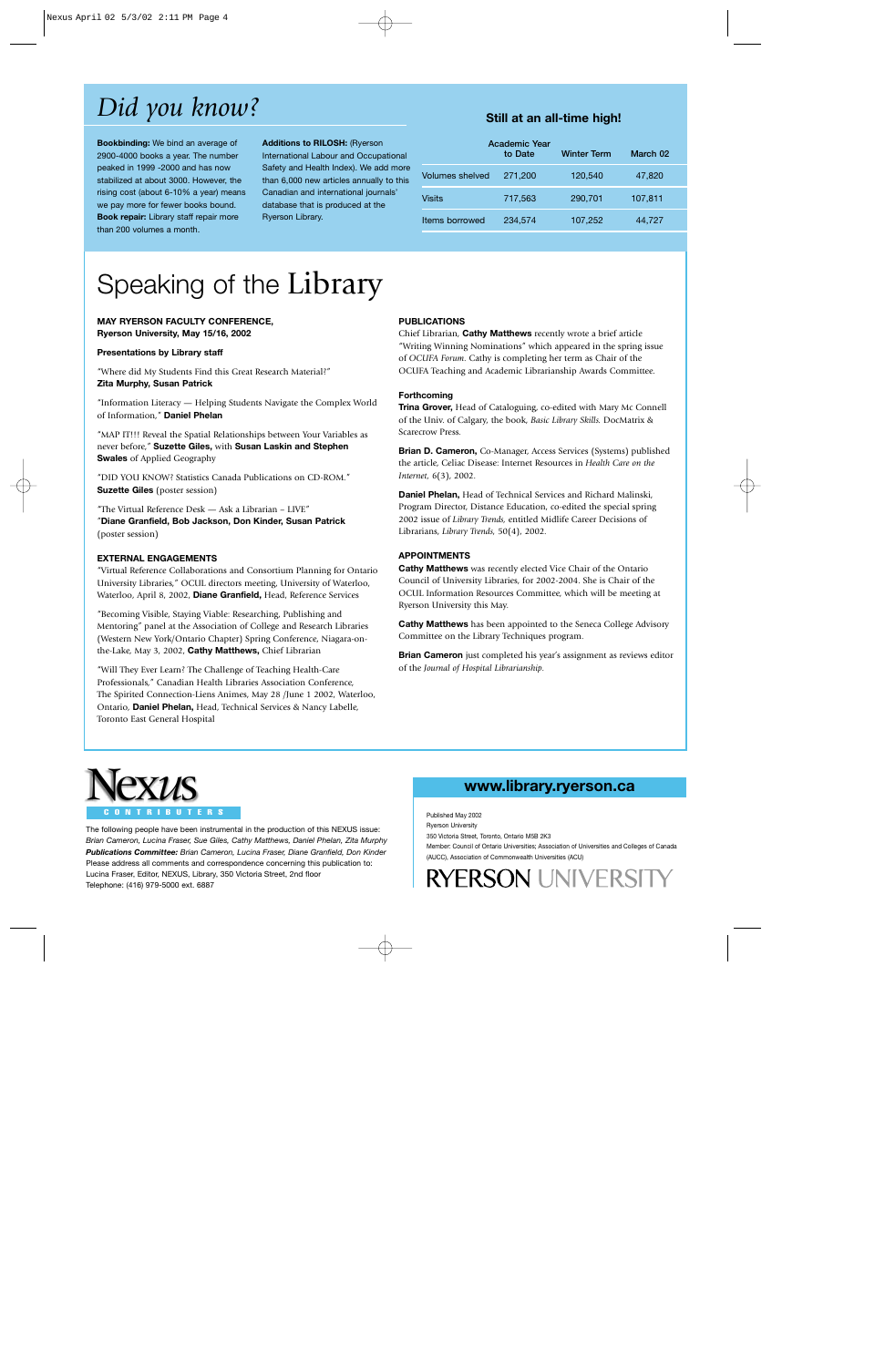# Did you know?

**Bookbinding:** We bind an average of 2900-4000 books a year. The number peaked in 1999 -2000 and has now stabilized at about 3000. However, the rising cost (about 6-10% a year) means we pay more for fewer books bound.

**Book repair:** Library staff repair more than 200 volumes a month.

**Additions to RILOSH:** (Ryerson International Labour and Occupational Safety and Health Index). We add more than 6,000 new articles annually to this Canadian and international journals' database that is produced at the Ryerson Library.

### Still at an all-time high!

| | Academic Year to Date | Winter Term | March 02 |
|---|---|---|---|
| Volumes shelved | 271,200 | 120,540 | 47,820 |
| Visits | 717,563 | 290,701 | 107,811 |
| Items borrowed | 234,574 | 107,252 | 44,727 |

# Speaking of the Library

**MAY RYERSON FACULTY CONFERENCE, Ryerson University, May 15/16, 2002**

**Presentations by Library staff**

"Where did My Students Find this Great Research Material?" **Zita Murphy, Susan Patrick**

"Information Literacy — Helping Students Navigate the Complex World of Information," **Daniel Phelan**

"MAP IT!!! Reveal the Spatial Relationships between Your Variables as never before," **Suzette Giles,** with **Susan Laskin and Stephen Swales** of Applied Geography

"DID YOU KNOW? Statistics Canada Publications on CD-ROM." **Suzette Giles** (poster session)

"The Virtual Reference Desk — Ask a Librarian – LIVE" "**Diane Granfield, Bob Jackson, Don Kinder, Susan Patrick** (poster session)

**EXTERNAL ENGAGEMENTS**

"Virtual Reference Collaborations and Consortium Planning for Ontario University Libraries," OCUL directors meeting, University of Waterloo, Waterloo, April 8, 2002, **Diane Granfield,** Head, Reference Services

"Becoming Visible, Staying Viable: Researching, Publishing and Mentoring" panel at the Association of College and Research Libraries (Western New York/Ontario Chapter) Spring Conference, Niagara-on-the-Lake, May 3, 2002, **Cathy Matthews,** Chief Librarian

"Will They Ever Learn? The Challenge of Teaching Health-Care Professionals," Canadian Health Libraries Association Conference, The Spirited Connection-Liens Animes, May 28 /June 1 2002, Waterloo, Ontario, **Daniel Phelan,** Head, Technical Services & Nancy Labelle, Toronto East General Hospital

**PUBLICATIONS**

Chief Librarian, **Cathy Matthews** recently wrote a brief article "Writing Winning Nominations" which appeared in the spring issue of *OCUFA Forum*. Cathy is completing her term as Chair of the OCUFA Teaching and Academic Librarianship Awards Committee.

**Forthcoming**

**Trina Grover,** Head of Cataloguing, co-edited with Mary Mc Connell of the Univ. of Calgary, the book, *Basic Library Skills*. DocMatrix & Scarecrow Press.

**Brian D. Cameron,** Co-Manager, Access Services (Systems) published the article, Celiac Disease: Internet Resources in *Health Care on the Internet*, 6(3), 2002.

**Daniel Phelan,** Head of Technical Services and Richard Malinski, Program Director, Distance Education, co-edited the special spring 2002 issue of *Library Trends*, entitled Midlife Career Decisions of Librarians, *Library Trends*, 50(4), 2002.

**APPOINTMENTS**

**Cathy Matthews** was recently elected Vice Chair of the Ontario Council of University Libraries, for 2002-2004. She is Chair of the OCUL Information Resources Committee, which will be meeting at Ryerson University this May.

**Cathy Matthews** has been appointed to the Seneca College Advisory Committee on the Library Techniques program.

**Brian Cameron** just completed his year's assignment as reviews editor of the *Journal of Hospital Librarianship*.

## Nexus CONTRIBUTORS

The following people have been instrumental in the production of this NEXUS issue:
*Brian Cameron, Lucina Fraser, Sue Giles, Cathy Matthews, Daniel Phelan, Zita Murphy*
***Publications Committee:*** *Brian Cameron, Lucina Fraser, Diane Granfield, Don Kinder*
Please address all comments and correspondence concerning this publication to:
Lucina Fraser, Editor, NEXUS, Library, 350 Victoria Street, 2nd floor
Telephone: (416) 979-5000 ext. 6887

## www.library.ryerson.ca

Published May 2002
Ryerson University
350 Victoria Street, Toronto, Ontario M5B 2K3
Member: Council of Ontario Universities; Association of Universities and Colleges of Canada (AUCC), Association of Commonwealth Universities (ACU)

RYERSON UNIVERSITY